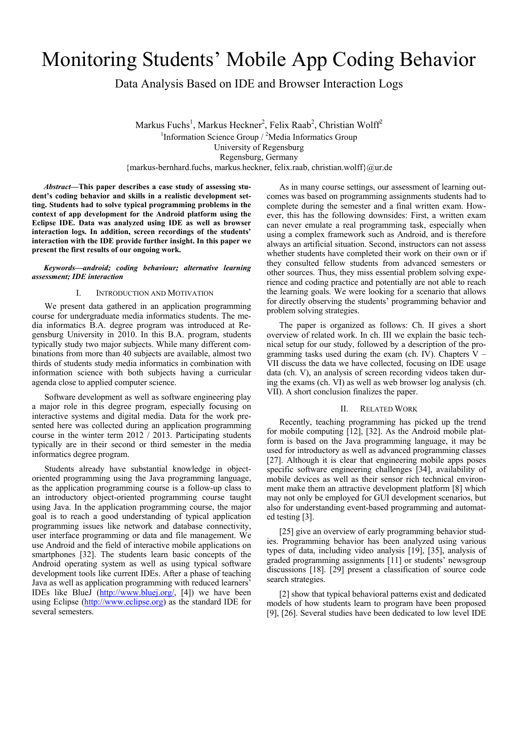# Monitoring Students' Mobile App Coding Behavior

## Data Analysis Based on IDE and Browser Interaction Logs

Markus Fuchs[1], Markus Heckner[2], Felix Raab[2], Christian Wolff[2]
[1]Information Science Group / [2]Media Informatics Group
University of Regensburg
Regensburg, Germany
{markus-bernhard.fuchs, markus.heckner, felix.raab, christian.wolff}@ur.de

***Abstract*—This paper describes a case study of assessing student's coding behavior and skills in a realistic development setting. Students had to solve typical programming problems in the context of app development for the Android platform using the Eclipse IDE. Data was analyzed using IDE as well as browser interaction logs. In addition, screen recordings of the students' interaction with the IDE provide further insight. In this paper we present the first results of our ongoing work.**

***Keywords—android; coding behaviour; alternative learning assessment; IDE interaction***

## I. Introduction and Motivation

We present data gathered in an application programming course for undergraduate media informatics students. The media informatics B.A. degree program was introduced at Regensburg University in 2010. In this B.A. program, students typically study two major subjects. While many different combinations from more than 40 subjects are available, almost two thirds of students study media informatics in combination with information science with both subjects having a curricular agenda close to applied computer science.

Software development as well as software engineering play a major role in this degree program, especially focusing on interactive systems and digital media. Data for the work presented here was collected during an application programming course in the winter term 2012 / 2013. Participating students typically are in their second or third semester in the media informatics degree program.

Students already have substantial knowledge in object-oriented programming using the Java programming language, as the application programming course is a follow-up class to an introductory object-oriented programming course taught using Java. In the application programming course, the major goal is to reach a good understanding of typical application programming issues like network and database connectivity, user interface programming or data and file management. We use Android and the field of interactive mobile applications on smartphones [32]. The students learn basic concepts of the Android operating system as well as using typical software development tools like current IDEs. After a phase of teaching Java as well as application programming with reduced learners' IDEs like BlueJ (http://www.bluej.org/, [4]) we have been using Eclipse (http://www.eclipse.org) as the standard IDE for several semesters.

As in many course settings, our assessment of learning outcomes was based on programming assignments students had to complete during the semester and a final written exam. However, this has the following downsides: First, a written exam can never emulate a real programming task, especially when using a complex framework such as Android, and is therefore always an artificial situation. Second, instructors can not assess whether students have completed their work on their own or if they consulted fellow students from advanced semesters or other sources. Thus, they miss essential problem solving experience and coding practice and potentially are not able to reach the learning goals. We were looking for a scenario that allows for directly observing the students' programming behavior and problem solving strategies.

The paper is organized as follows: Ch. II gives a short overview of related work. In ch. III we explain the basic technical setup for our study, followed by a description of the programming tasks used during the exam (ch. IV). Chapters V – VII discuss the data we have collected, focusing on IDE usage data (ch. V), an analysis of screen recording videos taken during the exams (ch. VI) as well as web browser log analysis (ch. VII). A short conclusion finalizes the paper.

## II. Related Work

Recently, teaching programming has picked up the trend for mobile computing [12], [32]. As the Android mobile platform is based on the Java programming language, it may be used for introductory as well as advanced programming classes [27]. Although it is clear that engineering mobile apps poses specific software engineering challenges [34], availability of mobile devices as well as their sensor rich technical environment make them an attractive development platform [8] which may not only be employed for GUI development scenarios, but also for understanding event-based programming and automated testing [3].

[25] give an overview of early programming behavior studies. Programming behavior has been analyzed using various types of data, including video analysis [19], [35], analysis of graded programming assignments [11] or students' newsgroup discussions [18]. [29] present a classification of source code search strategies.

[2] show that typical behavioral patterns exist and dedicated models of how students learn to program have been proposed [9], [26]. Several studies have been dedicated to low level IDE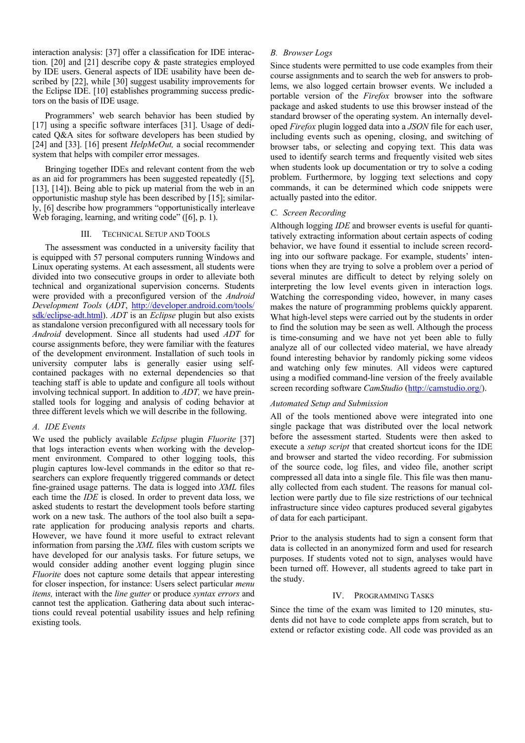interaction analysis: [37] offer a classification for IDE interaction. [20] and [21] describe copy & paste strategies employed by IDE users. General aspects of IDE usability have been described by [22], while [30] suggest usability improvements for the Eclipse IDE. [10] establishes programming success predictors on the basis of IDE usage.

Programmers' web search behavior has been studied by [17] using a specific software interfaces [31]. Usage of dedicated Q&A sites for software developers has been studied by [24] and [33]. [16] present *HelpMeOut,* a social recommender system that helps with compiler error messages.

Bringing together IDEs and relevant content from the web as an aid for programmers has been suggested repeatedly ([5], [13], [14]). Being able to pick up material from the web in an opportunistic mashup style has been described by [15]; similarly, [6] describe how programmers "opportunistically interleave Web foraging, learning, and writing code" ([6], p. 1).

## III. Technical Setup and Tools

The assessment was conducted in a university facility that is equipped with 57 personal computers running Windows and Linux operating systems. At each assessment, all students were divided into two consecutive groups in order to alleviate both technical and organizational supervision concerns. Students were provided with a preconfigured version of the *Android Development Tools* (*ADT*, http://developer.android.com/tools/sdk/eclipse-adt.html). *ADT* is an *Eclipse* plugin but also exists as standalone version preconfigured with all necessary tools for *Android* development. Since all students had used *ADT* for course assignments before, they were familiar with the features of the development environment. Installation of such tools in university computer labs is generally easier using self-contained packages with no external dependencies so that teaching staff is able to update and configure all tools without involving technical support. In addition to *ADT,* we have preinstalled tools for logging and analysis of coding behavior at three different levels which we will describe in the following.

### A. IDE Events

We used the publicly available *Eclipse* plugin *Fluorite* [37] that logs interaction events when working with the development environment. Compared to other logging tools, this plugin captures low-level commands in the editor so that researchers can explore frequently triggered commands or detect fine-grained usage patterns. The data is logged into *XML* files each time the *IDE* is closed. In order to prevent data loss, we asked students to restart the development tools before starting work on a new task. The authors of the tool also built a separate application for producing analysis reports and charts. However, we have found it more useful to extract relevant information from parsing the *XML* files with custom scripts we have developed for our analysis tasks. For future setups, we would consider adding another event logging plugin since *Fluorite* does not capture some details that appear interesting for closer inspection, for instance: Users select particular *menu items,* interact with the *line gutter* or produce *syntax errors* and cannot test the application. Gathering data about such interactions could reveal potential usability issues and help refining existing tools.

### B. Browser Logs

Since students were permitted to use code examples from their course assignments and to search the web for answers to problems, we also logged certain browser events. We included a portable version of the *Firefox* browser into the software package and asked students to use this browser instead of the standard browser of the operating system. An internally developed *Firefox* plugin logged data into a *JSON* file for each user, including events such as opening, closing, and switching of browser tabs, or selecting and copying text. This data was used to identify search terms and frequently visited web sites when students look up documentation or try to solve a coding problem. Furthermore, by logging text selections and copy commands, it can be determined which code snippets were actually pasted into the editor.

### C. Screen Recording

Although logging *IDE* and browser events is useful for quantitatively extracting information about certain aspects of coding behavior, we have found it essential to include screen recording into our software package. For example, students' intentions when they are trying to solve a problem over a period of several minutes are difficult to detect by relying solely on interpreting the low level events given in interaction logs. Watching the corresponding video, however, in many cases makes the nature of programming problems quickly apparent. What high-level steps were carried out by the students in order to find the solution may be seen as well. Although the process is time-consuming and we have not yet been able to fully analyze all of our collected video material, we have already found interesting behavior by randomly picking some videos and watching only few minutes. All videos were captured using a modified command-line version of the freely available screen recording software *CamStudio* (http://camstudio.org/).

### Automated Setup and Submission

All of the tools mentioned above were integrated into one single package that was distributed over the local network before the assessment started. Students were then asked to execute a *setup script* that created shortcut icons for the IDE and browser and started the video recording. For submission of the source code, log files, and video file, another script compressed all data into a single file. This file was then manually collected from each student. The reasons for manual collection were partly due to file size restrictions of our technical infrastructure since video captures produced several gigabytes of data for each participant.

Prior to the analysis students had to sign a consent form that data is collected in an anonymized form and used for research purposes. If students voted not to sign, analyses would have been turned off. However, all students agreed to take part in the study.

## IV. Programming Tasks

Since the time of the exam was limited to 120 minutes, students did not have to code complete apps from scratch, but to extend or refactor existing code. All code was provided as an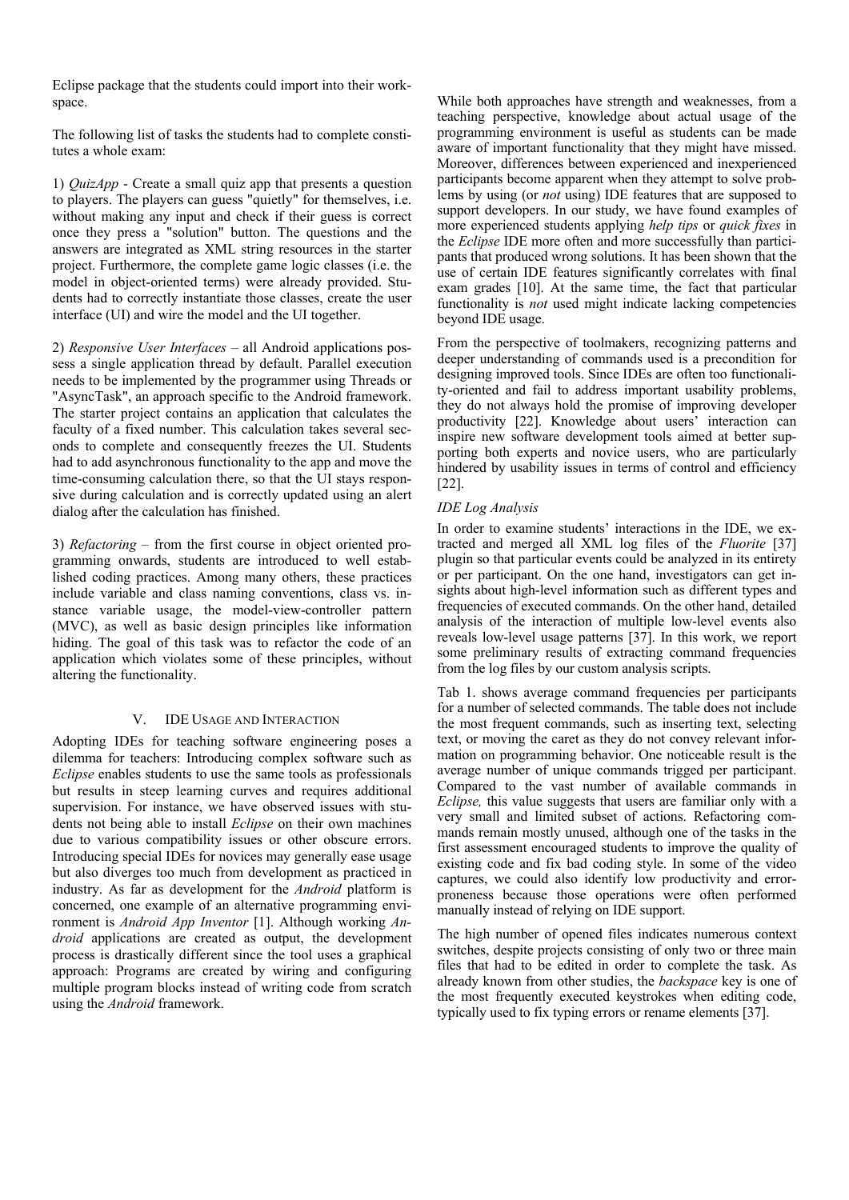Eclipse package that the students could import into their workspace.

The following list of tasks the students had to complete constitutes a whole exam:

1) *QuizApp* - Create a small quiz app that presents a question to players. The players can guess "quietly" for themselves, i.e. without making any input and check if their guess is correct once they press a "solution" button. The questions and the answers are integrated as XML string resources in the starter project. Furthermore, the complete game logic classes (i.e. the model in object-oriented terms) were already provided. Students had to correctly instantiate those classes, create the user interface (UI) and wire the model and the UI together.

2) *Responsive User Interfaces* – all Android applications possess a single application thread by default. Parallel execution needs to be implemented by the programmer using Threads or "AsyncTask", an approach specific to the Android framework. The starter project contains an application that calculates the faculty of a fixed number. This calculation takes several seconds to complete and consequently freezes the UI. Students had to add asynchronous functionality to the app and move the time-consuming calculation there, so that the UI stays responsive during calculation and is correctly updated using an alert dialog after the calculation has finished.

3) *Refactoring* – from the first course in object oriented programming onwards, students are introduced to well established coding practices. Among many others, these practices include variable and class naming conventions, class vs. instance variable usage, the model-view-controller pattern (MVC), as well as basic design principles like information hiding. The goal of this task was to refactor the code of an application which violates some of these principles, without altering the functionality.

## V. IDE Usage and Interaction

Adopting IDEs for teaching software engineering poses a dilemma for teachers: Introducing complex software such as *Eclipse* enables students to use the same tools as professionals but results in steep learning curves and requires additional supervision. For instance, we have observed issues with students not being able to install *Eclipse* on their own machines due to various compatibility issues or other obscure errors. Introducing special IDEs for novices may generally ease usage but also diverges too much from development as practiced in industry. As far as development for the *Android* platform is concerned, one example of an alternative programming environment is *Android App Inventor* [1]. Although working *Android* applications are created as output, the development process is drastically different since the tool uses a graphical approach: Programs are created by wiring and configuring multiple program blocks instead of writing code from scratch using the *Android* framework.

While both approaches have strength and weaknesses, from a teaching perspective, knowledge about actual usage of the programming environment is useful as students can be made aware of important functionality that they might have missed. Moreover, differences between experienced and inexperienced participants become apparent when they attempt to solve problems by using (or *not* using) IDE features that are supposed to support developers. In our study, we have found examples of more experienced students applying *help tips* or *quick fixes* in the *Eclipse* IDE more often and more successfully than participants that produced wrong solutions. It has been shown that the use of certain IDE features significantly correlates with final exam grades [10]. At the same time, the fact that particular functionality is *not* used might indicate lacking competencies beyond IDE usage.

From the perspective of toolmakers, recognizing patterns and deeper understanding of commands used is a precondition for designing improved tools. Since IDEs are often too functionality-oriented and fail to address important usability problems, they do not always hold the promise of improving developer productivity [22]. Knowledge about users' interaction can inspire new software development tools aimed at better supporting both experts and novice users, who are particularly hindered by usability issues in terms of control and efficiency [22].

### *IDE Log Analysis*

In order to examine students' interactions in the IDE, we extracted and merged all XML log files of the *Fluorite* [37] plugin so that particular events could be analyzed in its entirety or per participant. On the one hand, investigators can get insights about high-level information such as different types and frequencies of executed commands. On the other hand, detailed analysis of the interaction of multiple low-level events also reveals low-level usage patterns [37]. In this work, we report some preliminary results of extracting command frequencies from the log files by our custom analysis scripts.

Tab 1. shows average command frequencies per participants for a number of selected commands. The table does not include the most frequent commands, such as inserting text, selecting text, or moving the caret as they do not convey relevant information on programming behavior. One noticeable result is the average number of unique commands trigged per participant. Compared to the vast number of available commands in *Eclipse,* this value suggests that users are familiar only with a very small and limited subset of actions. Refactoring commands remain mostly unused, although one of the tasks in the first assessment encouraged students to improve the quality of existing code and fix bad coding style. In some of the video captures, we could also identify low productivity and error-proneness because those operations were often performed manually instead of relying on IDE support.

The high number of opened files indicates numerous context switches, despite projects consisting of only two or three main files that had to be edited in order to complete the task. As already known from other studies, the *backspace* key is one of the most frequently executed keystrokes when editing code, typically used to fix typing errors or rename elements [37].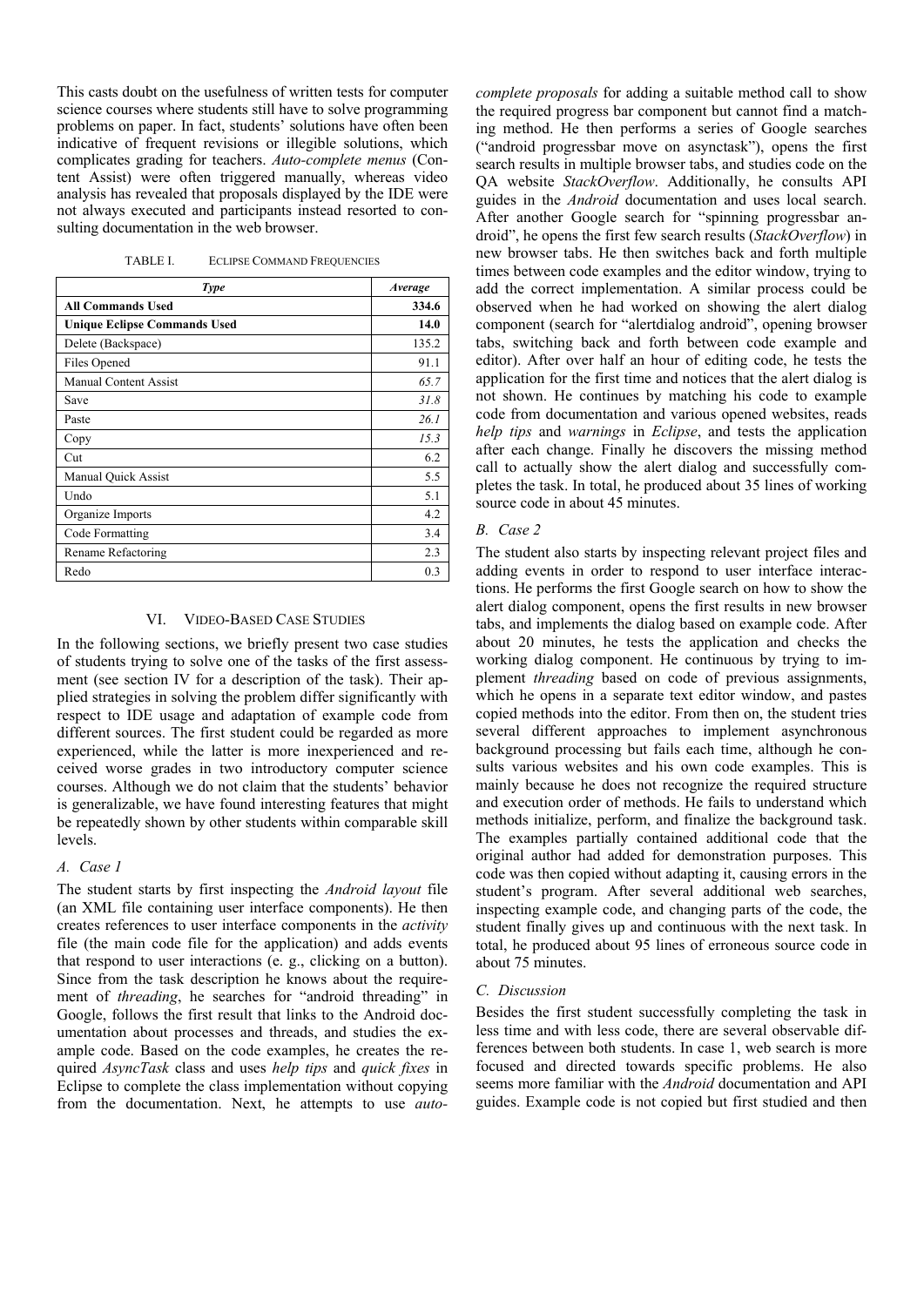This casts doubt on the usefulness of written tests for computer science courses where students still have to solve programming problems on paper. In fact, students' solutions have often been indicative of frequent revisions or illegible solutions, which complicates grading for teachers. *Auto-complete menus* (Content Assist) were often triggered manually, whereas video analysis has revealed that proposals displayed by the IDE were not always executed and participants instead resorted to consulting documentation in the web browser.

TABLE I. ECLIPSE COMMAND FREQUENCIES

| *Type* | *Average* |
|---|---|
| **All Commands Used** | **334.6** |
| **Unique Eclipse Commands Used** | **14.0** |
| Delete (Backspace) | 135.2 |
| Files Opened | 91.1 |
| Manual Content Assist | *65.7* |
| Save | *31.8* |
| Paste | *26.1* |
| Copy | *15.3* |
| Cut | 6.2 |
| Manual Quick Assist | 5.5 |
| Undo | 5.1 |
| Organize Imports | 4.2 |
| Code Formatting | 3.4 |
| Rename Refactoring | 2.3 |
| Redo | 0.3 |

## VI. VIDEO-BASED CASE STUDIES

In the following sections, we briefly present two case studies of students trying to solve one of the tasks of the first assessment (see section IV for a description of the task). Their applied strategies in solving the problem differ significantly with respect to IDE usage and adaptation of example code from different sources. The first student could be regarded as more experienced, while the latter is more inexperienced and received worse grades in two introductory computer science courses. Although we do not claim that the students' behavior is generalizable, we have found interesting features that might be repeatedly shown by other students within comparable skill levels.

### *A. Case 1*

The student starts by first inspecting the *Android layout* file (an XML file containing user interface components). He then creates references to user interface components in the *activity* file (the main code file for the application) and adds events that respond to user interactions (e. g., clicking on a button). Since from the task description he knows about the requirement of *threading*, he searches for "android threading" in Google, follows the first result that links to the Android documentation about processes and threads, and studies the example code. Based on the code examples, he creates the required *AsyncTask* class and uses *help tips* and *quick fixes* in Eclipse to complete the class implementation without copying from the documentation. Next, he attempts to use *auto-complete proposals* for adding a suitable method call to show the required progress bar component but cannot find a matching method. He then performs a series of Google searches ("android progressbar move on asynctask"), opens the first search results in multiple browser tabs, and studies code on the QA website *StackOverflow*. Additionally, he consults API guides in the *Android* documentation and uses local search. After another Google search for "spinning progressbar android", he opens the first few search results (*StackOverflow*) in new browser tabs. He then switches back and forth multiple times between code examples and the editor window, trying to add the correct implementation. A similar process could be observed when he had worked on showing the alert dialog component (search for "alertdialog android", opening browser tabs, switching back and forth between code example and editor). After over half an hour of editing code, he tests the application for the first time and notices that the alert dialog is not shown. He continues by matching his code to example code from documentation and various opened websites, reads *help tips* and *warnings* in *Eclipse*, and tests the application after each change. Finally he discovers the missing method call to actually show the alert dialog and successfully completes the task. In total, he produced about 35 lines of working source code in about 45 minutes.

### *B. Case 2*

The student also starts by inspecting relevant project files and adding events in order to respond to user interface interactions. He performs the first Google search on how to show the alert dialog component, opens the first results in new browser tabs, and implements the dialog based on example code. After about 20 minutes, he tests the application and checks the working dialog component. He continuous by trying to implement *threading* based on code of previous assignments, which he opens in a separate text editor window, and pastes copied methods into the editor. From then on, the student tries several different approaches to implement asynchronous background processing but fails each time, although he consults various websites and his own code examples. This is mainly because he does not recognize the required structure and execution order of methods. He fails to understand which methods initialize, perform, and finalize the background task. The examples partially contained additional code that the original author had added for demonstration purposes. This code was then copied without adapting it, causing errors in the student's program. After several additional web searches, inspecting example code, and changing parts of the code, the student finally gives up and continuous with the next task. In total, he produced about 95 lines of erroneous source code in about 75 minutes.

### *C. Discussion*

Besides the first student successfully completing the task in less time and with less code, there are several observable differences between both students. In case 1, web search is more focused and directed towards specific problems. He also seems more familiar with the *Android* documentation and API guides. Example code is not copied but first studied and then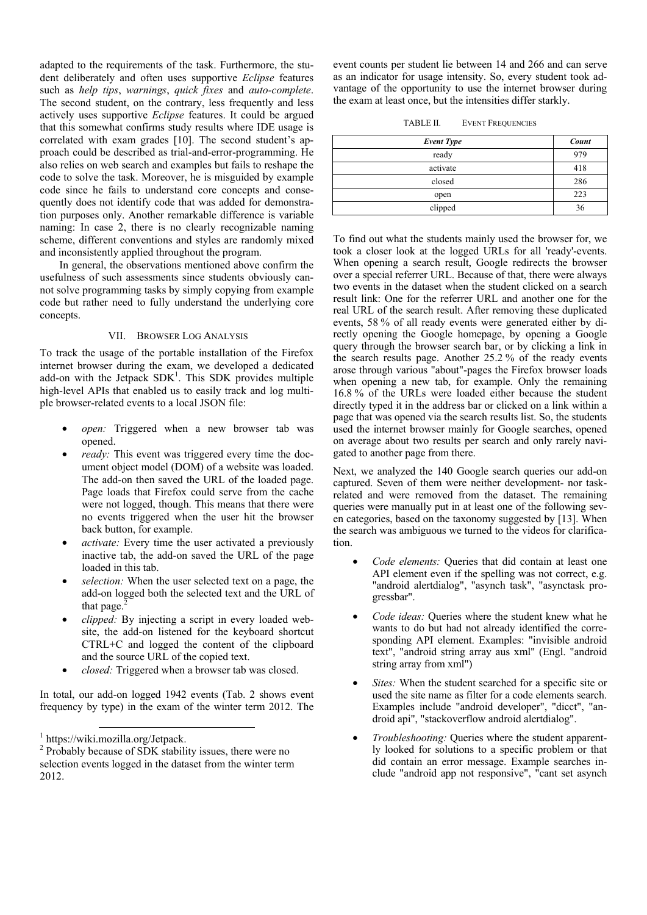adapted to the requirements of the task. Furthermore, the student deliberately and often uses supportive *Eclipse* features such as *help tips*, *warnings*, *quick fixes* and *auto-complete*. The second student, on the contrary, less frequently and less actively uses supportive *Eclipse* features. It could be argued that this somewhat confirms study results where IDE usage is correlated with exam grades [10]. The second student's approach could be described as trial-and-error-programming. He also relies on web search and examples but fails to reshape the code to solve the task. Moreover, he is misguided by example code since he fails to understand core concepts and consequently does not identify code that was added for demonstration purposes only. Another remarkable difference is variable naming: In case 2, there is no clearly recognizable naming scheme, different conventions and styles are randomly mixed and inconsistently applied throughout the program.

In general, the observations mentioned above confirm the usefulness of such assessments since students obviously cannot solve programming tasks by simply copying from example code but rather need to fully understand the underlying core concepts.

## VII. Browser Log Analysis

To track the usage of the portable installation of the Firefox internet browser during the exam, we developed a dedicated add-on with the Jetpack SDK[1]. This SDK provides multiple high-level APIs that enabled us to easily track and log multiple browser-related events to a local JSON file:

- *open:* Triggered when a new browser tab was opened.
- *ready:* This event was triggered every time the document object model (DOM) of a website was loaded. The add-on then saved the URL of the loaded page. Page loads that Firefox could serve from the cache were not logged, though. This means that there were no events triggered when the user hit the browser back button, for example.
- *activate:* Every time the user activated a previously inactive tab, the add-on saved the URL of the page loaded in this tab.
- *selection:* When the user selected text on a page, the add-on logged both the selected text and the URL of that page.[2]
- *clipped:* By injecting a script in every loaded website, the add-on listened for the keyboard shortcut CTRL+C and logged the content of the clipboard and the source URL of the copied text.
- *closed:* Triggered when a browser tab was closed.

In total, our add-on logged 1942 events (Tab. 2 shows event frequency by type) in the exam of the winter term 2012. The event counts per student lie between 14 and 266 and can serve as an indicator for usage intensity. So, every student took advantage of the opportunity to use the internet browser during the exam at least once, but the intensities differ starkly.

TABLE II. Event Frequencies

| *Event Type* | *Count* |
|---|---|
| ready | 979 |
| activate | 418 |
| closed | 286 |
| open | 223 |
| clipped | 36 |

To find out what the students mainly used the browser for, we took a closer look at the logged URLs for all 'ready'-events. When opening a search result, Google redirects the browser over a special referrer URL. Because of that, there were always two events in the dataset when the student clicked on a search result link: One for the referrer URL and another one for the real URL of the search result. After removing these duplicated events, 58 % of all ready events were generated either by directly opening the Google homepage, by opening a Google query through the browser search bar, or by clicking a link in the search results page. Another 25.2 % of the ready events arose through various "about"-pages the Firefox browser loads when opening a new tab, for example. Only the remaining 16.8 % of the URLs were loaded either because the student directly typed it in the address bar or clicked on a link within a page that was opened via the search results list. So, the students used the internet browser mainly for Google searches, opened on average about two results per search and only rarely navigated to another page from there.

Next, we analyzed the 140 Google search queries our add-on captured. Seven of them were neither development- nor task-related and were removed from the dataset. The remaining queries were manually put in at least one of the following seven categories, based on the taxonomy suggested by [13]. When the search was ambiguous we turned to the videos for clarification.

- *Code elements:* Queries that did contain at least one API element even if the spelling was not correct, e.g. "android alertdialog", "asynch task", "asynctask progressbar".
- *Code ideas:* Queries where the student knew what he wants to do but had not already identified the corresponding API element. Examples: "invisible android text", "android string array aus xml" (Engl. "android string array from xml")
- *Sites:* When the student searched for a specific site or used the site name as filter for a code elements search. Examples include "android developer", "dicct", "android api", "stackoverflow android alertdialog".
- *Troubleshooting:* Queries where the student apparently looked for solutions to a specific problem or that did contain an error message. Example searches include "android app not responsive", "cant set asynch

[1] https://wiki.mozilla.org/Jetpack.

[2] Probably because of SDK stability issues, there were no selection events logged in the dataset from the winter term 2012.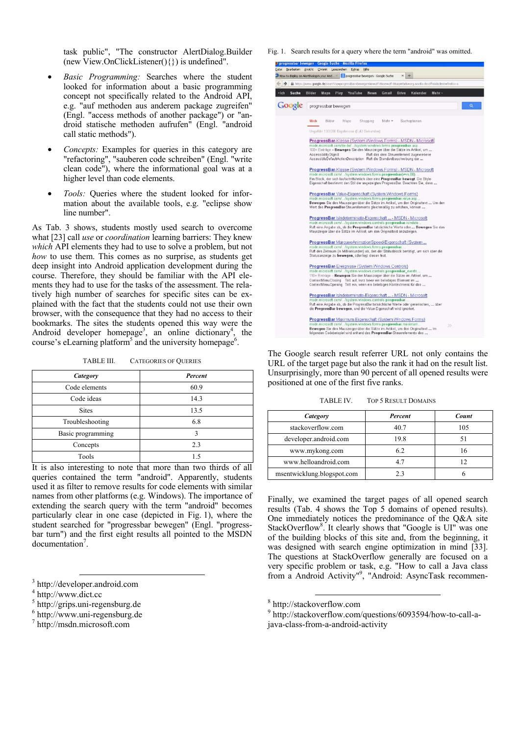task public", "The constructor AlertDialog.Builder (new View.OnClickListener(){}) is undefined".

- *Basic Programming:* Searches where the student looked for information about a basic programming concept not specifically related to the Android API, e.g. "auf methoden aus anderem package zugreifen" (Engl. "access methods of another package") or "android statische methoden aufrufen" (Engl. "android call static methods").
- *Concepts:* Examples for queries in this category are "refactoring", "sauberen code schreiben" (Engl. "write clean code"), where the informational goal was at a higher level than code elements.
- *Tools:* Queries where the student looked for information about the available tools, e.g. "eclipse show line number".

As Tab. 3 shows, students mostly used search to overcome what [23] call *use* or *coordination* learning barriers: They knew *which* API elements they had to use to solve a problem, but not *how* to use them. This comes as no surprise, as students get deep insight into Android application development during the course. Therefore, they should be familiar with the API elements they had to use for the tasks of the assessment. The relatively high number of searches for specific sites can be explained with the fact that the students could not use their own browser, with the consequence that they had no access to their bookmarks. The sites the students opened this way were the Android developer homepage[3], an online dictionary[4], the course's eLearning platform[5] and the university homepage[6].

TABLE III. CATEGORIES OF QUERIES

| *Category* | *Percent* |
|---|---|
| Code elements | 60.9 |
| Code ideas | 14.3 |
| Sites | 13.5 |
| Troubleshooting | 6.8 |
| Basic programming | 3 |
| Concepts | 2.3 |
| Tools | 1.5 |

It is also interesting to note that more than two thirds of all queries contained the term "android". Apparently, students used it as filter to remove results for code elements with similar names from other platforms (e.g. Windows). The importance of extending the search query with the term "android" becomes particularly clear in one case (depicted in Fig. 1), where the student searched for "progressbar bewegen" (Engl. "progressbar turn") and the first eight results all pointed to the MSDN documentation[7].

[3] http://developer.android.com
[4] http://www.dict.cc
[5] http://grips.uni-regensburg.de
[6] http://www.uni-regensburg.de
[7] http://msdn.microsoft.com

Fig. 1. Search results for a query where the term "android" was omitted.

The Google search result referrer URL not only contains the URL of the target page but also the rank it had on the result list. Unsurprisingly, more than 90 percent of all opened results were positioned at one of the first five ranks.

TABLE IV. TOP 5 RESULT DOMAINS

| *Category* | *Percent* | *Count* |
|---|---|---|
| stackoverflow.com | 40.7 | 105 |
| developer.android.com | 19.8 | 51 |
| www.mykong.com | 6.2 | 16 |
| www.helloandroid.com | 4.7 | 12 |
| msentwicklung.blogspot.com | 2.3 | 6 |

Finally, we examined the target pages of all opened search results (Tab. 4 shows the Top 5 domains of opened results). One immediately notices the predominance of the Q&A site StackOverflow[8]. It clearly shows that "Google is UI" was one of the building blocks of this site and, from the beginning, it was designed with search engine optimization in mind [33]. The questions at StackOverflow generally are focused on a very specific problem or task, e.g. "How to call a Java class from a Android Activity"[9], "Android: AsyncTask recommen-

[8] http://stackoverflow.com
[9] http://stackoverflow.com/questions/6093594/how-to-call-a-java-class-from-a-android-activity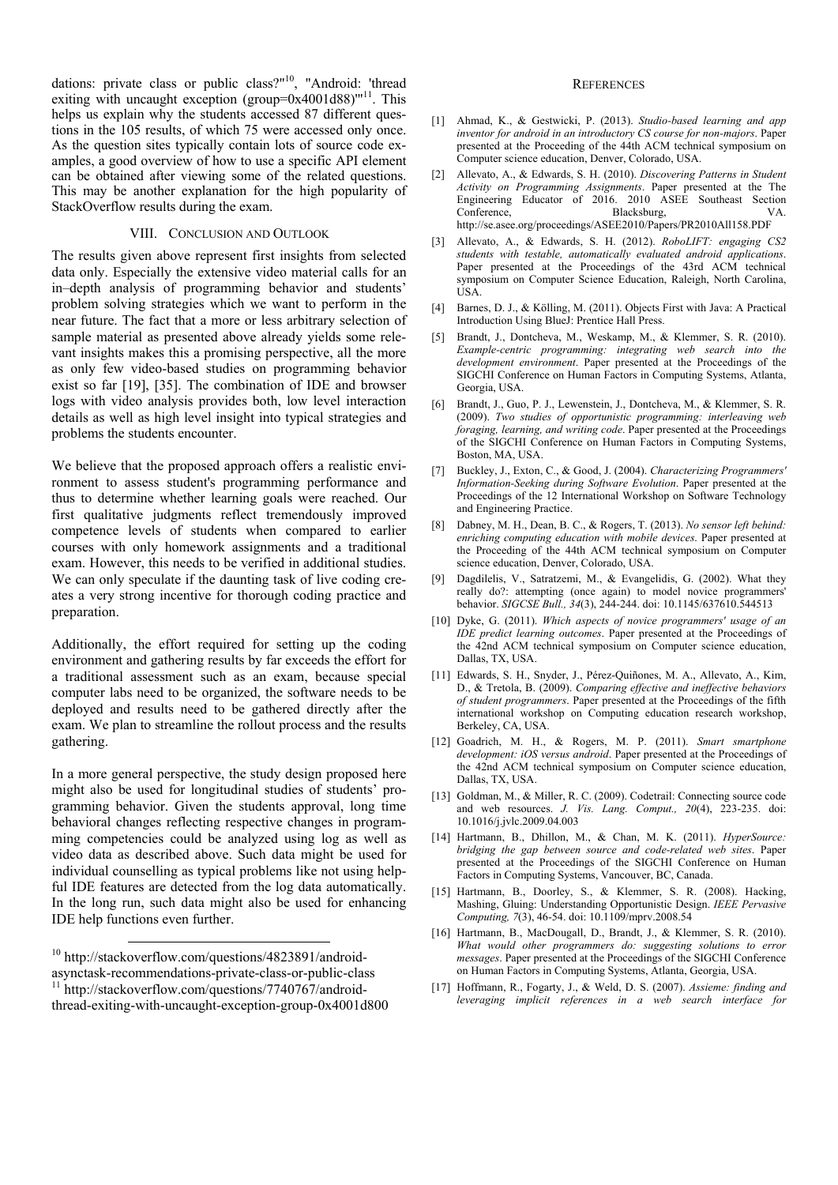dations: private class or public class?"[10], "Android: 'thread exiting with uncaught exception (group=0x4001d88)'"[11]. This helps us explain why the students accessed 87 different questions in the 105 results, of which 75 were accessed only once. As the question sites typically contain lots of source code examples, a good overview of how to use a specific API element can be obtained after viewing some of the related questions. This may be another explanation for the high popularity of StackOverflow results during the exam.

## VIII. Conclusion and Outlook

The results given above represent first insights from selected data only. Especially the extensive video material calls for an in–depth analysis of programming behavior and students' problem solving strategies which we want to perform in the near future. The fact that a more or less arbitrary selection of sample material as presented above already yields some relevant insights makes this a promising perspective, all the more as only few video-based studies on programming behavior exist so far [19], [35]. The combination of IDE and browser logs with video analysis provides both, low level interaction details as well as high level insight into typical strategies and problems the students encounter.

We believe that the proposed approach offers a realistic environment to assess student's programming performance and thus to determine whether learning goals were reached. Our first qualitative judgments reflect tremendously improved competence levels of students when compared to earlier courses with only homework assignments and a traditional exam. However, this needs to be verified in additional studies. We can only speculate if the daunting task of live coding creates a very strong incentive for thorough coding practice and preparation.

Additionally, the effort required for setting up the coding environment and gathering results by far exceeds the effort for a traditional assessment such as an exam, because special computer labs need to be organized, the software needs to be deployed and results need to be gathered directly after the exam. We plan to streamline the rollout process and the results gathering.

In a more general perspective, the study design proposed here might also be used for longitudinal studies of students' programming behavior. Given the students approval, long time behavioral changes reflecting respective changes in programming competencies could be analyzed using log as well as video data as described above. Such data might be used for individual counselling as typical problems like not using helpful IDE features are detected from the log data automatically. In the long run, such data might also be used for enhancing IDE help functions even further.

[10] http://stackoverflow.com/questions/4823891/android-asynctask-recommendations-private-class-or-public-class

[11] http://stackoverflow.com/questions/7740767/android-thread-exiting-with-uncaught-exception-group-0x4001d800

## References

[1] Ahmad, K., & Gestwicki, P. (2013). *Studio-based learning and app inventor for android in an introductory CS course for non-majors*. Paper presented at the Proceeding of the 44th ACM technical symposium on Computer science education, Denver, Colorado, USA.

[2] Allevato, A., & Edwards, S. H. (2010). *Discovering Patterns in Student Activity on Programming Assignments*. Paper presented at the The Engineering Educator of 2016. 2010 ASEE Southeast Section Conference, Blacksburg, VA. http://se.asee.org/proceedings/ASEE2010/Papers/PR2010All158.PDF

[3] Allevato, A., & Edwards, S. H. (2012). *RoboLIFT: engaging CS2 students with testable, automatically evaluated android applications*. Paper presented at the Proceedings of the 43rd ACM technical symposium on Computer Science Education, Raleigh, North Carolina, USA.

[4] Barnes, D. J., & Kölling, M. (2011). Objects First with Java: A Practical Introduction Using BlueJ: Prentice Hall Press.

[5] Brandt, J., Dontcheva, M., Weskamp, M., & Klemmer, S. R. (2010). *Example-centric programming: integrating web search into the development environment*. Paper presented at the Proceedings of the SIGCHI Conference on Human Factors in Computing Systems, Atlanta, Georgia, USA.

[6] Brandt, J., Guo, P. J., Lewenstein, J., Dontcheva, M., & Klemmer, S. R. (2009). *Two studies of opportunistic programming: interleaving web foraging, learning, and writing code*. Paper presented at the Proceedings of the SIGCHI Conference on Human Factors in Computing Systems, Boston, MA, USA.

[7] Buckley, J., Exton, C., & Good, J. (2004). *Characterizing Programmers' Information-Seeking during Software Evolution*. Paper presented at the Proceedings of the 12 International Workshop on Software Technology and Engineering Practice.

[8] Dabney, M. H., Dean, B. C., & Rogers, T. (2013). *No sensor left behind: enriching computing education with mobile devices*. Paper presented at the Proceeding of the 44th ACM technical symposium on Computer science education, Denver, Colorado, USA.

[9] Dagdilelis, V., Satratzemi, M., & Evangelidis, G. (2002). What they really do?: attempting (once again) to model novice programmers' behavior. *SIGCSE Bull., 34*(3), 244-244. doi: 10.1145/637610.544513

[10] Dyke, G. (2011). *Which aspects of novice programmers' usage of an IDE predict learning outcomes*. Paper presented at the Proceedings of the 42nd ACM technical symposium on Computer science education, Dallas, TX, USA.

[11] Edwards, S. H., Snyder, J., Pérez-Quiñones, M. A., Allevato, A., Kim, D., & Tretola, B. (2009). *Comparing effective and ineffective behaviors of student programmers*. Paper presented at the Proceedings of the fifth international workshop on Computing education research workshop, Berkeley, CA, USA.

[12] Goadrich, M. H., & Rogers, M. P. (2011). *Smart smartphone development: iOS versus android*. Paper presented at the Proceedings of the 42nd ACM technical symposium on Computer science education, Dallas, TX, USA.

[13] Goldman, M., & Miller, R. C. (2009). Codetrail: Connecting source code and web resources. *J. Vis. Lang. Comput., 20*(4), 223-235. doi: 10.1016/j.jvlc.2009.04.003

[14] Hartmann, B., Dhillon, M., & Chan, M. K. (2011). *HyperSource: bridging the gap between source and code-related web sites*. Paper presented at the Proceedings of the SIGCHI Conference on Human Factors in Computing Systems, Vancouver, BC, Canada.

[15] Hartmann, B., Doorley, S., & Klemmer, S. R. (2008). Hacking, Mashing, Gluing: Understanding Opportunistic Design. *IEEE Pervasive Computing, 7*(3), 46-54. doi: 10.1109/mprv.2008.54

[16] Hartmann, B., MacDougall, D., Brandt, J., & Klemmer, S. R. (2010). *What would other programmers do: suggesting solutions to error messages*. Paper presented at the Proceedings of the SIGCHI Conference on Human Factors in Computing Systems, Atlanta, Georgia, USA.

[17] Hoffmann, R., Fogarty, J., & Weld, D. S. (2007). *Assieme: finding and leveraging implicit references in a web search interface for*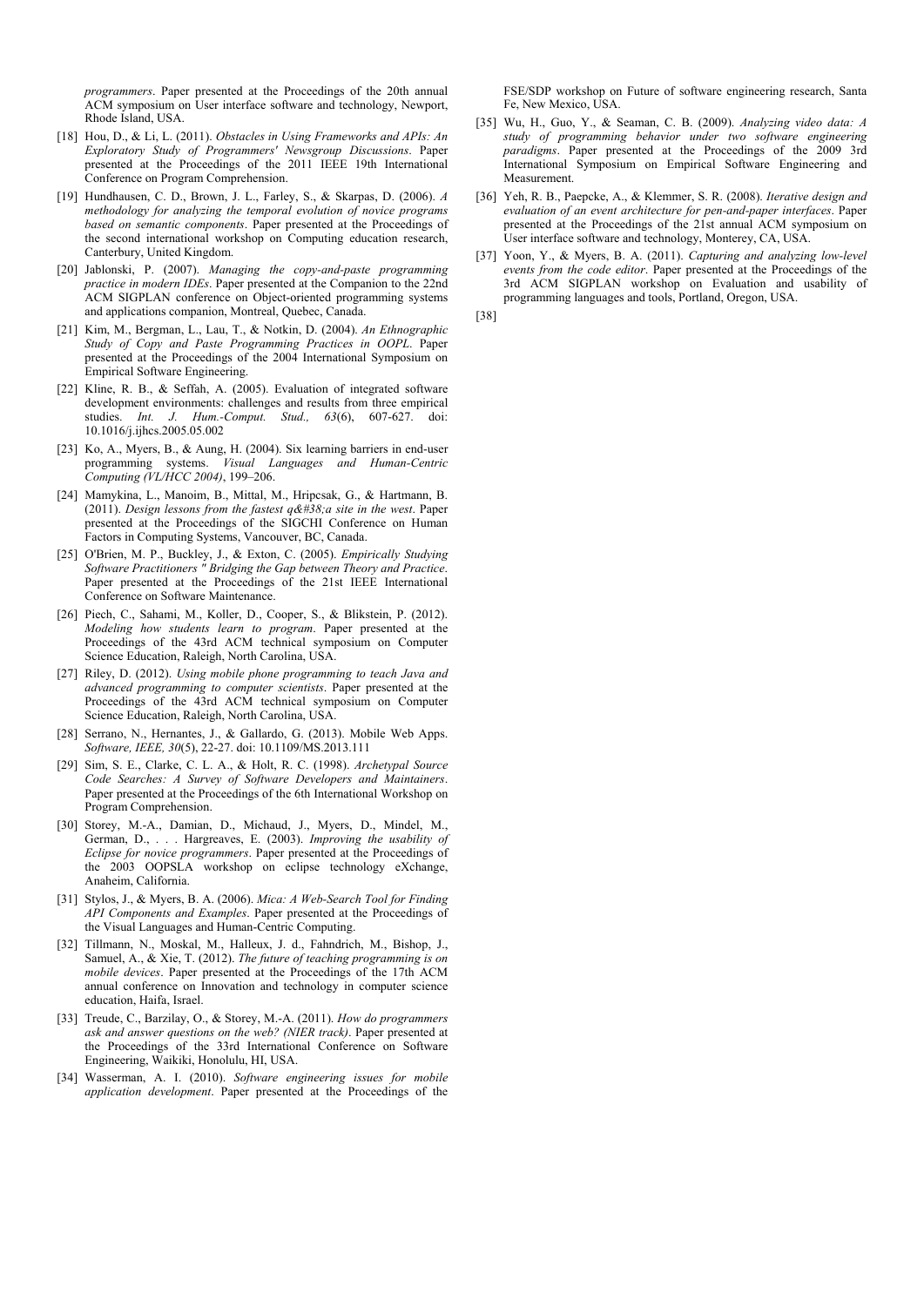*programmers*. Paper presented at the Proceedings of the 20th annual ACM symposium on User interface software and technology, Newport, Rhode Island, USA.

[18] Hou, D., & Li, L. (2011). *Obstacles in Using Frameworks and APIs: An Exploratory Study of Programmers' Newsgroup Discussions*. Paper presented at the Proceedings of the 2011 IEEE 19th International Conference on Program Comprehension.

[19] Hundhausen, C. D., Brown, J. L., Farley, S., & Skarpas, D. (2006). *A methodology for analyzing the temporal evolution of novice programs based on semantic components*. Paper presented at the Proceedings of the second international workshop on Computing education research, Canterbury, United Kingdom.

[20] Jablonski, P. (2007). *Managing the copy-and-paste programming practice in modern IDEs*. Paper presented at the Companion to the 22nd ACM SIGPLAN conference on Object-oriented programming systems and applications companion, Montreal, Quebec, Canada.

[21] Kim, M., Bergman, L., Lau, T., & Notkin, D. (2004). *An Ethnographic Study of Copy and Paste Programming Practices in OOPL*. Paper presented at the Proceedings of the 2004 International Symposium on Empirical Software Engineering.

[22] Kline, R. B., & Seffah, A. (2005). Evaluation of integrated software development environments: challenges and results from three empirical studies. *Int. J. Hum.-Comput. Stud., 63*(6), 607-627. doi: 10.1016/j.ijhcs.2005.05.002

[23] Ko, A., Myers, B., & Aung, H. (2004). Six learning barriers in end-user programming systems. *Visual Languages and Human-Centric Computing (VL/HCC 2004)*, 199–206.

[24] Mamykina, L., Manoim, B., Mittal, M., Hripcsak, G., & Hartmann, B. (2011). *Design lessons from the fastest q&#38;a site in the west*. Paper presented at the Proceedings of the SIGCHI Conference on Human Factors in Computing Systems, Vancouver, BC, Canada.

[25] O'Brien, M. P., Buckley, J., & Exton, C. (2005). *Empirically Studying Software Practitioners " Bridging the Gap between Theory and Practice*. Paper presented at the Proceedings of the 21st IEEE International Conference on Software Maintenance.

[26] Piech, C., Sahami, M., Koller, D., Cooper, S., & Blikstein, P. (2012). *Modeling how students learn to program*. Paper presented at the Proceedings of the 43rd ACM technical symposium on Computer Science Education, Raleigh, North Carolina, USA.

[27] Riley, D. (2012). *Using mobile phone programming to teach Java and advanced programming to computer scientists*. Paper presented at the Proceedings of the 43rd ACM technical symposium on Computer Science Education, Raleigh, North Carolina, USA.

[28] Serrano, N., Hernantes, J., & Gallardo, G. (2013). Mobile Web Apps. *Software, IEEE, 30*(5), 22-27. doi: 10.1109/MS.2013.111

[29] Sim, S. E., Clarke, C. L. A., & Holt, R. C. (1998). *Archetypal Source Code Searches: A Survey of Software Developers and Maintainers*. Paper presented at the Proceedings of the 6th International Workshop on Program Comprehension.

[30] Storey, M.-A., Damian, D., Michaud, J., Myers, D., Mindel, M., German, D., . . . Hargreaves, E. (2003). *Improving the usability of Eclipse for novice programmers*. Paper presented at the Proceedings of the 2003 OOPSLA workshop on eclipse technology eXchange, Anaheim, California.

[31] Stylos, J., & Myers, B. A. (2006). *Mica: A Web-Search Tool for Finding API Components and Examples*. Paper presented at the Proceedings of the Visual Languages and Human-Centric Computing.

[32] Tillmann, N., Moskal, M., Halleux, J. d., Fahndrich, M., Bishop, J., Samuel, A., & Xie, T. (2012). *The future of teaching programming is on mobile devices*. Paper presented at the Proceedings of the 17th ACM annual conference on Innovation and technology in computer science education, Haifa, Israel.

[33] Treude, C., Barzilay, O., & Storey, M.-A. (2011). *How do programmers ask and answer questions on the web? (NIER track)*. Paper presented at the Proceedings of the 33rd International Conference on Software Engineering, Waikiki, Honolulu, HI, USA.

[34] Wasserman, A. I. (2010). *Software engineering issues for mobile application development*. Paper presented at the Proceedings of the FSE/SDP workshop on Future of software engineering research, Santa Fe, New Mexico, USA.

[35] Wu, H., Guo, Y., & Seaman, C. B. (2009). *Analyzing video data: A study of programming behavior under two software engineering paradigms*. Paper presented at the Proceedings of the 2009 3rd International Symposium on Empirical Software Engineering and Measurement.

[36] Yeh, R. B., Paepcke, A., & Klemmer, S. R. (2008). *Iterative design and evaluation of an event architecture for pen-and-paper interfaces*. Paper presented at the Proceedings of the 21st annual ACM symposium on User interface software and technology, Monterey, CA, USA.

[37] Yoon, Y., & Myers, B. A. (2011). *Capturing and analyzing low-level events from the code editor*. Paper presented at the Proceedings of the 3rd ACM SIGPLAN workshop on Evaluation and usability of programming languages and tools, Portland, Oregon, USA.

[38]